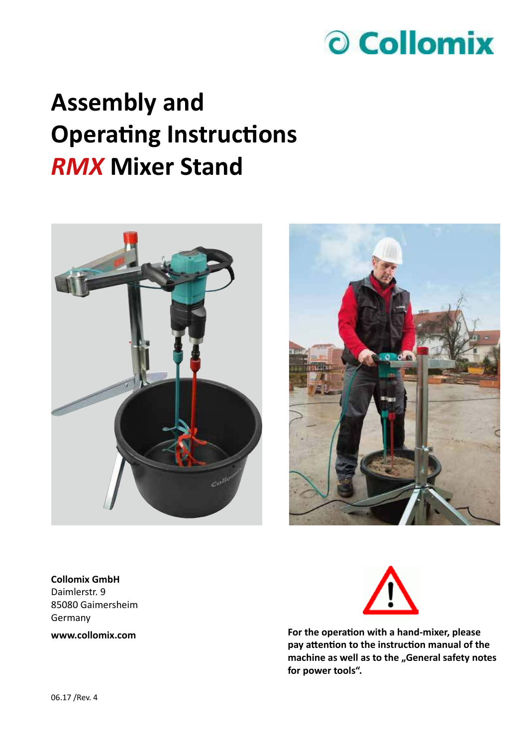Collomix

# Assembly and Operating Instructions *RMX* Mixer Stand

**Collomix GmbH**
Daimlerstr. 9
85080 Gaimersheim
Germany

**www.collomix.com**

**For the operation with a hand-mixer, please pay attention to the instruction manual of the machine as well as to the „General safety notes for power tools“.**

06.17 /Rev. 4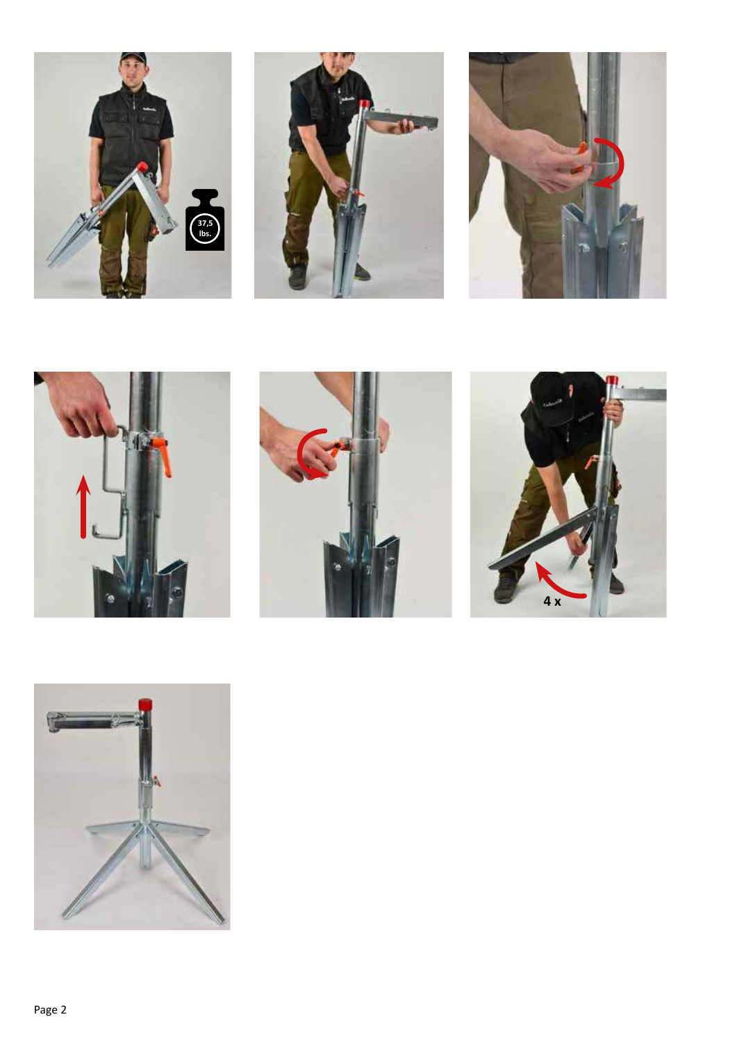37,5 lbs.

4 x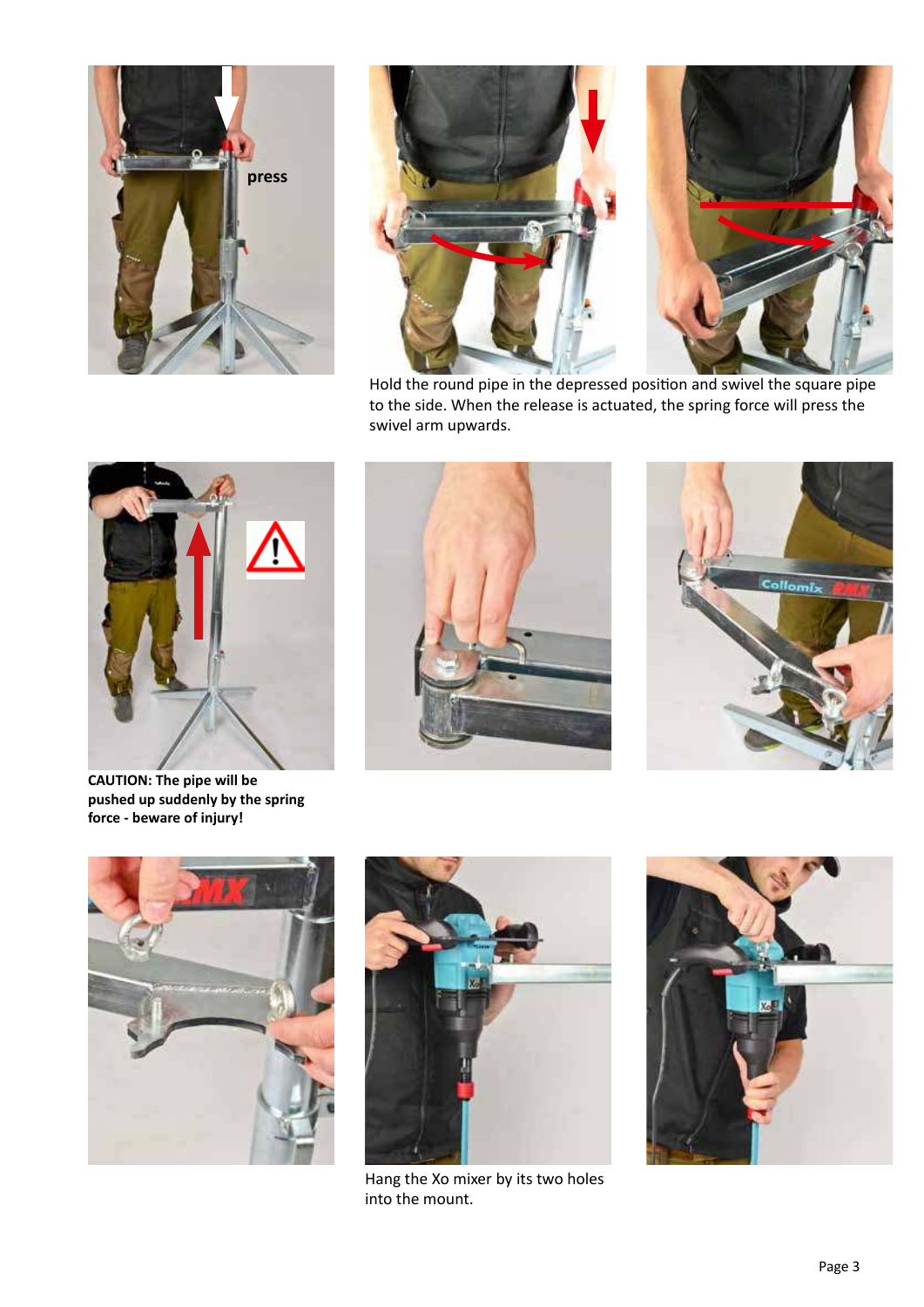press

Hold the round pipe in the depressed position and swivel the square pipe to the side. When the release is actuated, the spring force will press the swivel arm upwards.

**CAUTION: The pipe will be pushed up suddenly by the spring force - beware of injury!**

Hang the Xo mixer by its two holes into the mount.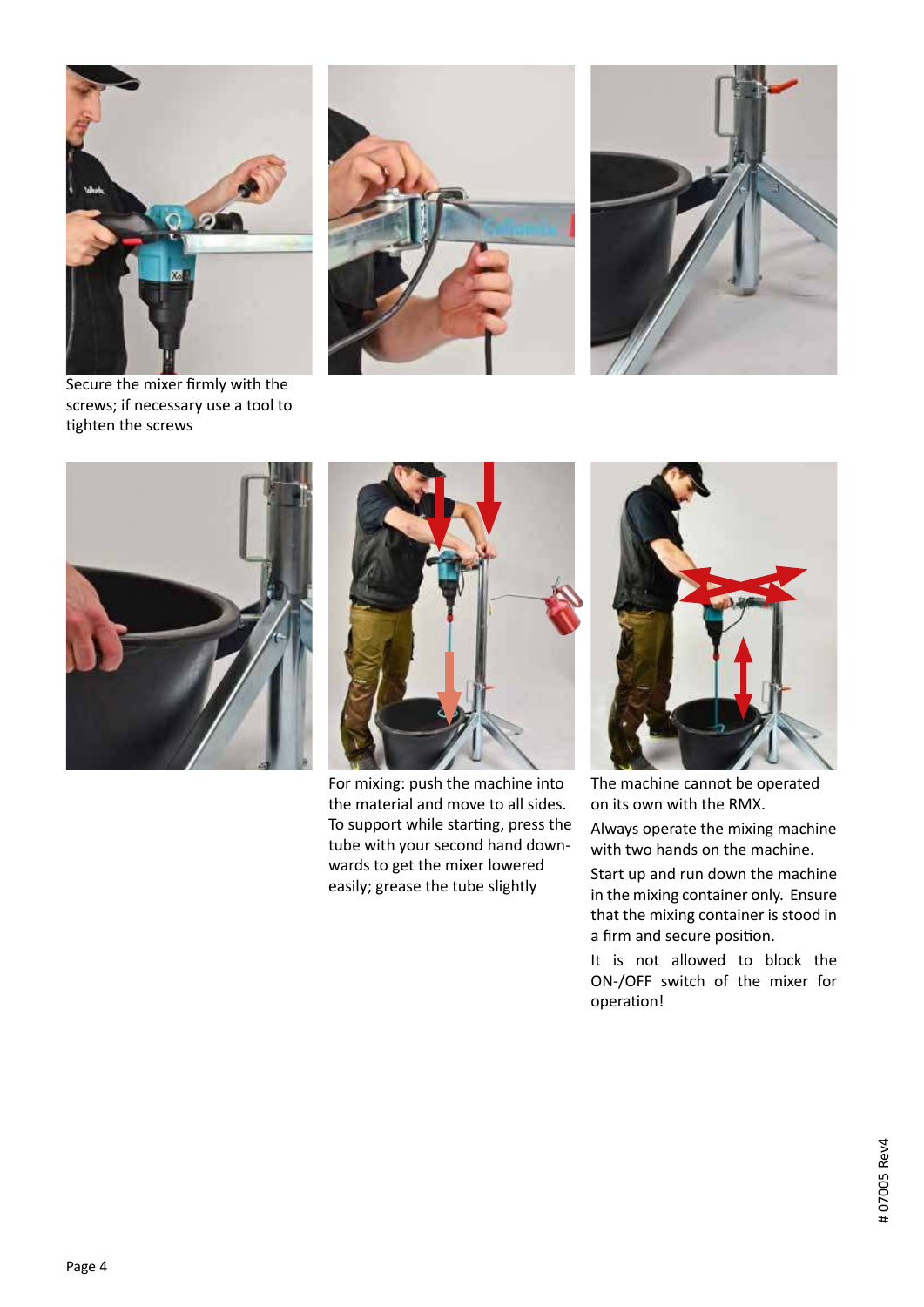Secure the mixer firmly with the screws; if necessary use a tool to tighten the screws

For mixing: push the machine into the material and move to all sides. To support while starting, press the tube with your second hand downwards to get the mixer lowered easily; grease the tube slightly

The machine cannot be operated on its own with the RMX.

Always operate the mixing machine with two hands on the machine.

Start up and run down the machine in the mixing container only. Ensure that the mixing container is stood in a firm and secure position.

It is not allowed to block the ON-/OFF switch of the mixer for operation!

# 07005 Rev4